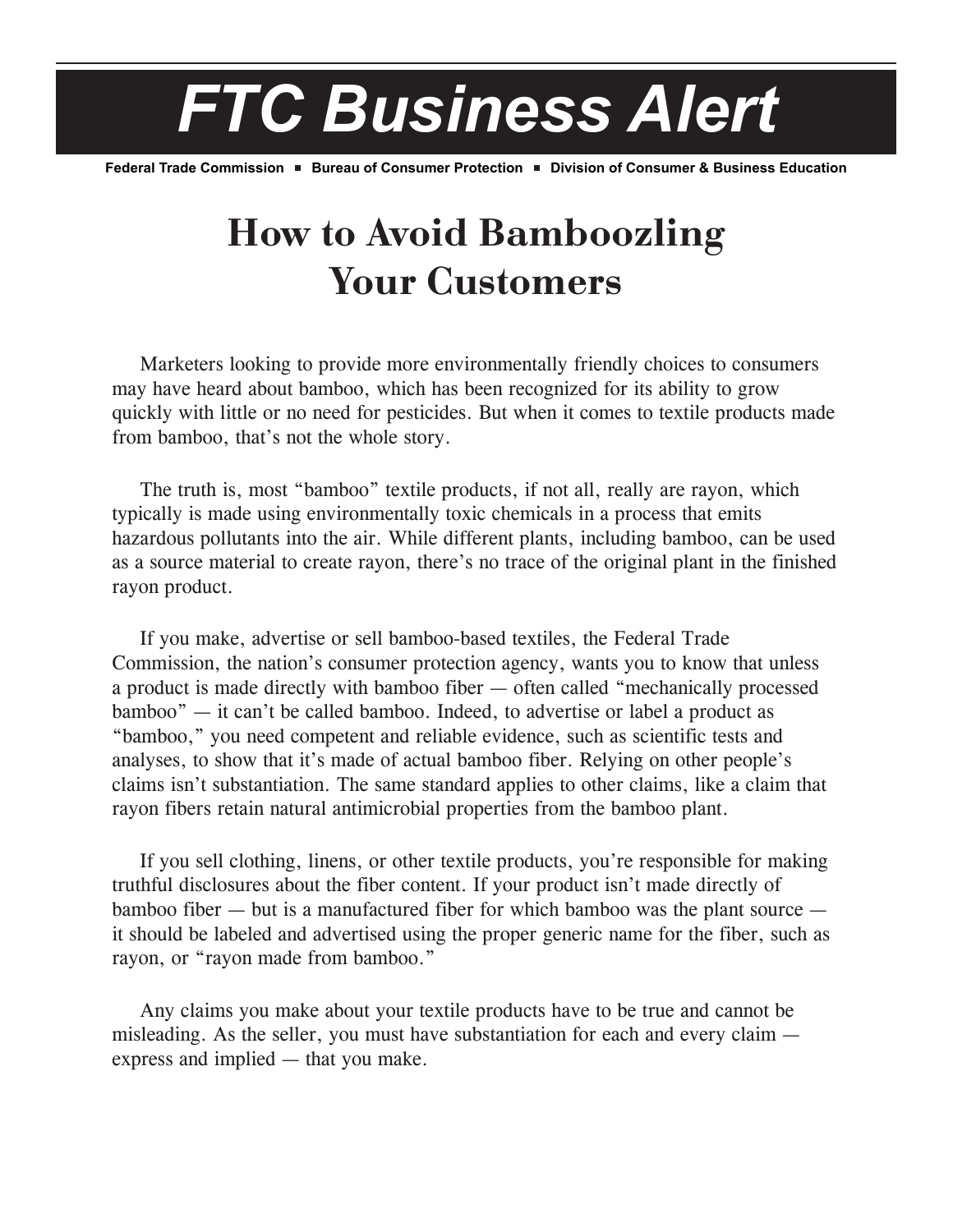# FTC Business Alert

**Federal Trade Commission ■ Bureau of Consumer Protection ■ Division of Consumer & Business Education**

## How to Avoid Bamboozling Your Customers

Marketers looking to provide more environmentally friendly choices to consumers may have heard about bamboo, which has been recognized for its ability to grow quickly with little or no need for pesticides. But when it comes to textile products made from bamboo, that's not the whole story.

The truth is, most "bamboo" textile products, if not all, really are rayon, which typically is made using environmentally toxic chemicals in a process that emits hazardous pollutants into the air. While different plants, including bamboo, can be used as a source material to create rayon, there's no trace of the original plant in the finished rayon product.

If you make, advertise or sell bamboo-based textiles, the Federal Trade Commission, the nation's consumer protection agency, wants you to know that unless a product is made directly with bamboo fiber — often called "mechanically processed bamboo" — it can't be called bamboo. Indeed, to advertise or label a product as "bamboo," you need competent and reliable evidence, such as scientific tests and analyses, to show that it's made of actual bamboo fiber. Relying on other people's claims isn't substantiation. The same standard applies to other claims, like a claim that rayon fibers retain natural antimicrobial properties from the bamboo plant.

If you sell clothing, linens, or other textile products, you're responsible for making truthful disclosures about the fiber content. If your product isn't made directly of bamboo fiber — but is a manufactured fiber for which bamboo was the plant source — it should be labeled and advertised using the proper generic name for the fiber, such as rayon, or "rayon made from bamboo."

Any claims you make about your textile products have to be true and cannot be misleading. As the seller, you must have substantiation for each and every claim — express and implied — that you make.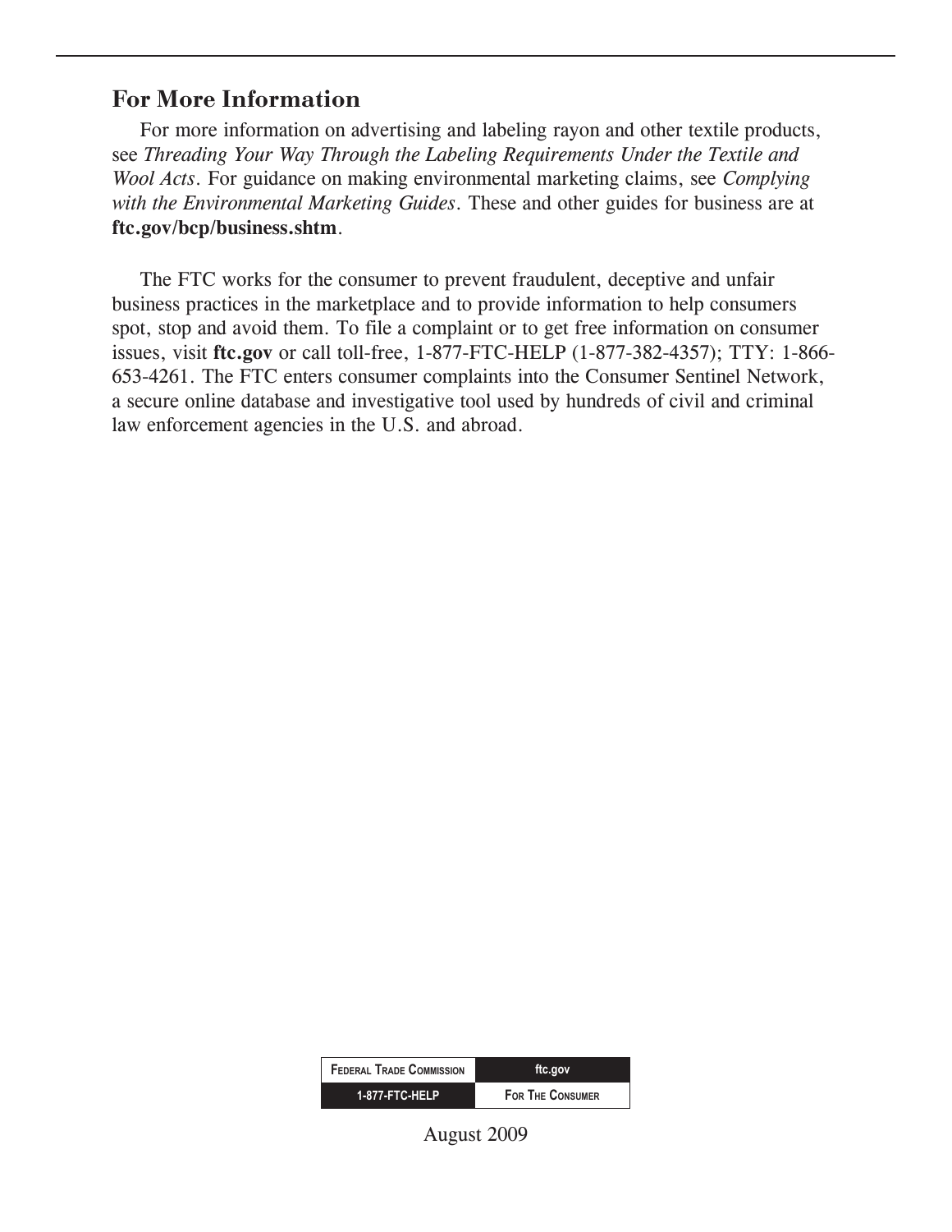## For More Information

For more information on advertising and labeling rayon and other textile products, see *Threading Your Way Through the Labeling Requirements Under the Textile and Wool Acts*. For guidance on making environmental marketing claims, see *Complying with the Environmental Marketing Guides*. These and other guides for business are at **ftc.gov/bcp/business.shtm**.

The FTC works for the consumer to prevent fraudulent, deceptive and unfair business practices in the marketplace and to provide information to help consumers spot, stop and avoid them. To file a complaint or to get free information on consumer issues, visit **ftc.gov** or call toll-free, 1-877-FTC-HELP (1-877-382-4357); TTY: 1-866-653-4261. The FTC enters consumer complaints into the Consumer Sentinel Network, a secure online database and investigative tool used by hundreds of civil and criminal law enforcement agencies in the U.S. and abroad.

| | |
|---|---|
| Federal Trade Commission | ftc.gov |
| 1-877-FTC-HELP | For The Consumer |

August 2009